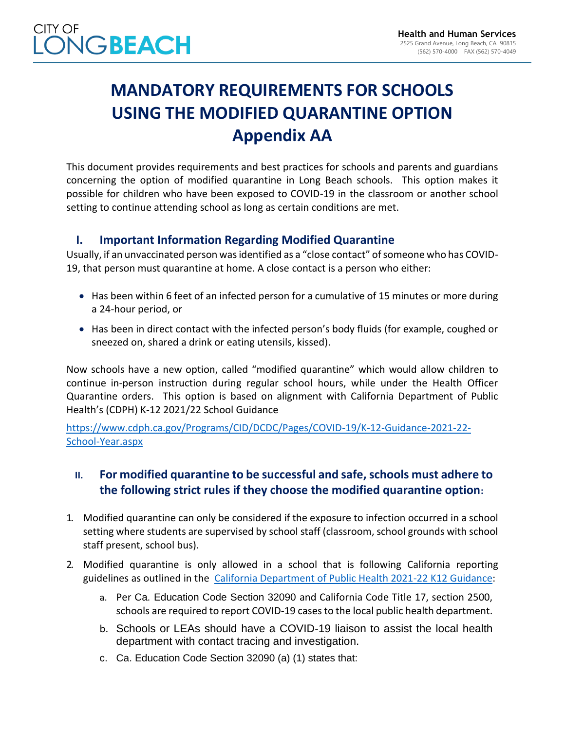# MANDATORY REQUIREMENTS FOR SCHOOLS USING THE MODIFIED QUARANTINE OPTION Appendix AA

This document provides requirements and best practices for schools and parents and guardians concerning the option of modified quarantine in Long Beach schools. This option makes it possible for children who have been exposed to COVID-19 in the classroom or another school setting to continue attending school as long as certain conditions are met.

## I. Important Information Regarding Modified Quarantine

Usually, if an unvaccinated person was identified as a "close contact" of someone who has COVID-19, that person must quarantine at home. A close contact is a person who either:

- Has been within 6 feet of an infected person for a cumulative of 15 minutes or more during a 24-hour period, or
- Has been in direct contact with the infected person's body fluids (for example, coughed or sneezed on, shared a drink or eating utensils, kissed).

Now schools have a new option, called "modified quarantine" which would allow children to continue in-person instruction during regular school hours, while under the Health Officer Quarantine orders. This option is based on alignment with California Department of Public Health's (CDPH) K-12 2021/22 School Guidance

[https://www.cdph.ca.gov/Programs/CID/DCDC/Pages/COVID-19/K-12-Guidance-2021-22-School-Year.aspx](https://www.cdph.ca.gov/Programs/CID/DCDC/Pages/COVID-19/K-12-Guidance-2021-22-School-Year.aspx)

## II. For modified quarantine to be successful and safe, schools must adhere to the following strict rules if they choose the modified quarantine option:

1. Modified quarantine can only be considered if the exposure to infection occurred in a school setting where students are supervised by school staff (classroom, school grounds with school staff present, school bus).
2. Modified quarantine is only allowed in a school that is following California reporting guidelines as outlined in the California Department of Public Health 2021-22 K12 Guidance:
   a. Per Ca. Education Code Section 32090 and California Code Title 17, section 2500, schools are required to report COVID-19 cases to the local public health department.
   b. Schools or LEAs should have a COVID-19 liaison to assist the local health department with contact tracing and investigation.
   c. Ca. Education Code Section 32090 (a) (1) states that: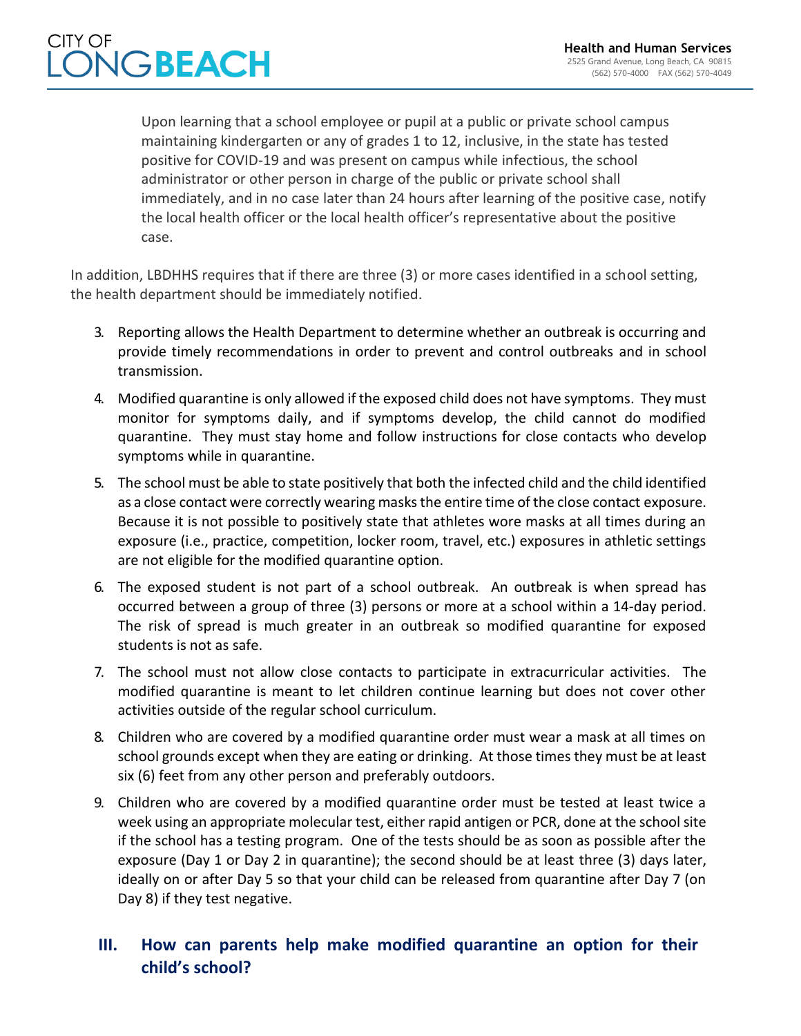> Upon learning that a school employee or pupil at a public or private school campus maintaining kindergarten or any of grades 1 to 12, inclusive, in the state has tested positive for COVID-19 and was present on campus while infectious, the school administrator or other person in charge of the public or private school shall immediately, and in no case later than 24 hours after learning of the positive case, notify the local health officer or the local health officer's representative about the positive case.

In addition, LBDHHS requires that if there are three (3) or more cases identified in a school setting, the health department should be immediately notified.

3. Reporting allows the Health Department to determine whether an outbreak is occurring and provide timely recommendations in order to prevent and control outbreaks and in school transmission.
4. Modified quarantine is only allowed if the exposed child does not have symptoms. They must monitor for symptoms daily, and if symptoms develop, the child cannot do modified quarantine. They must stay home and follow instructions for close contacts who develop symptoms while in quarantine.
5. The school must be able to state positively that both the infected child and the child identified as a close contact were correctly wearing masks the entire time of the close contact exposure. Because it is not possible to positively state that athletes wore masks at all times during an exposure (i.e., practice, competition, locker room, travel, etc.) exposures in athletic settings are not eligible for the modified quarantine option.
6. The exposed student is not part of a school outbreak. An outbreak is when spread has occurred between a group of three (3) persons or more at a school within a 14-day period. The risk of spread is much greater in an outbreak so modified quarantine for exposed students is not as safe.
7. The school must not allow close contacts to participate in extracurricular activities. The modified quarantine is meant to let children continue learning but does not cover other activities outside of the regular school curriculum.
8. Children who are covered by a modified quarantine order must wear a mask at all times on school grounds except when they are eating or drinking. At those times they must be at least six (6) feet from any other person and preferably outdoors.
9. Children who are covered by a modified quarantine order must be tested at least twice a week using an appropriate molecular test, either rapid antigen or PCR, done at the school site if the school has a testing program. One of the tests should be as soon as possible after the exposure (Day 1 or Day 2 in quarantine); the second should be at least three (3) days later, ideally on or after Day 5 so that your child can be released from quarantine after Day 7 (on Day 8) if they test negative.

## III. How can parents help make modified quarantine an option for their child's school?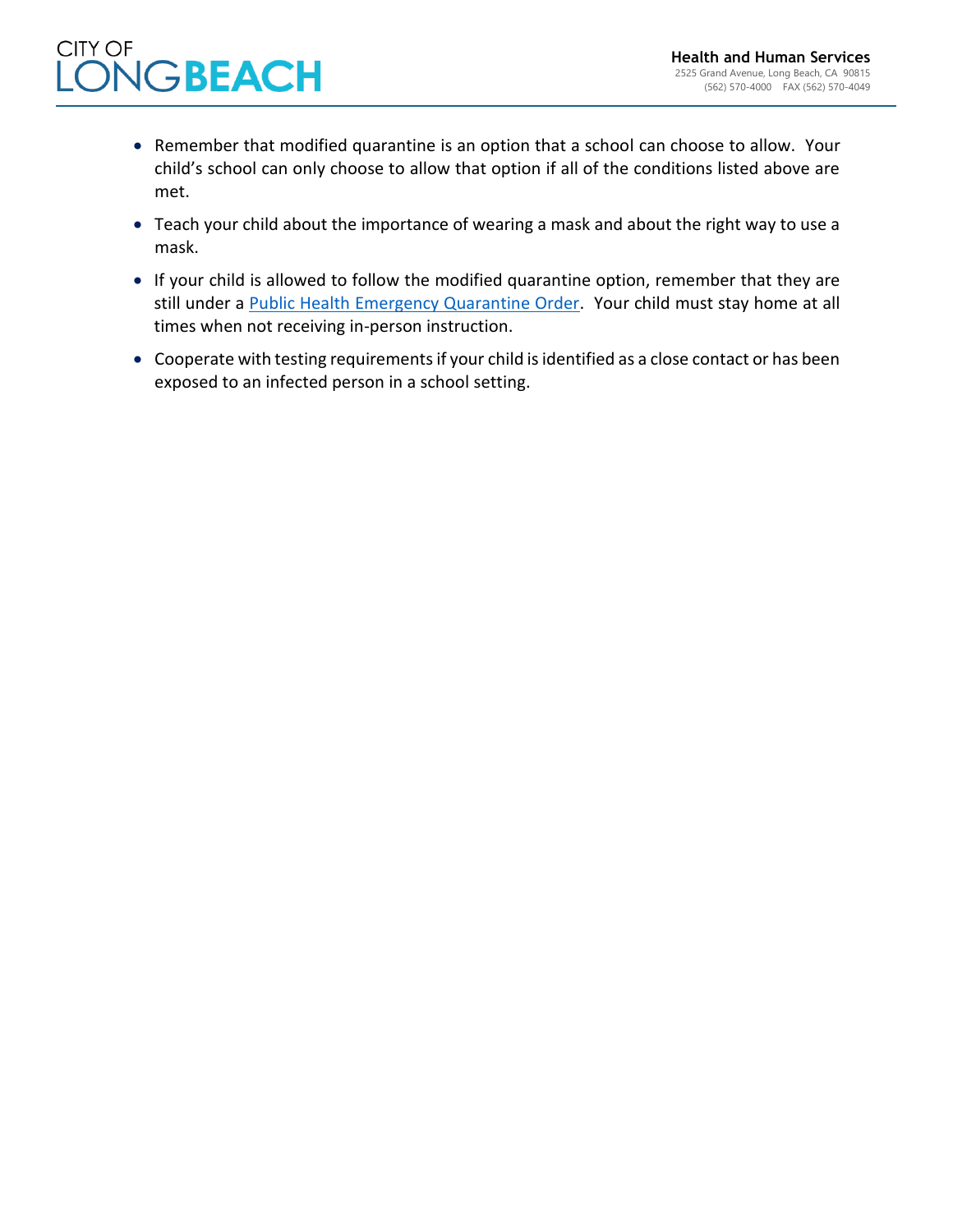- Remember that modified quarantine is an option that a school can choose to allow. Your child's school can only choose to allow that option if all of the conditions listed above are met.
- Teach your child about the importance of wearing a mask and about the right way to use a mask.
- If your child is allowed to follow the modified quarantine option, remember that they are still under a Public Health Emergency Quarantine Order. Your child must stay home at all times when not receiving in-person instruction.
- Cooperate with testing requirements if your child is identified as a close contact or has been exposed to an infected person in a school setting.